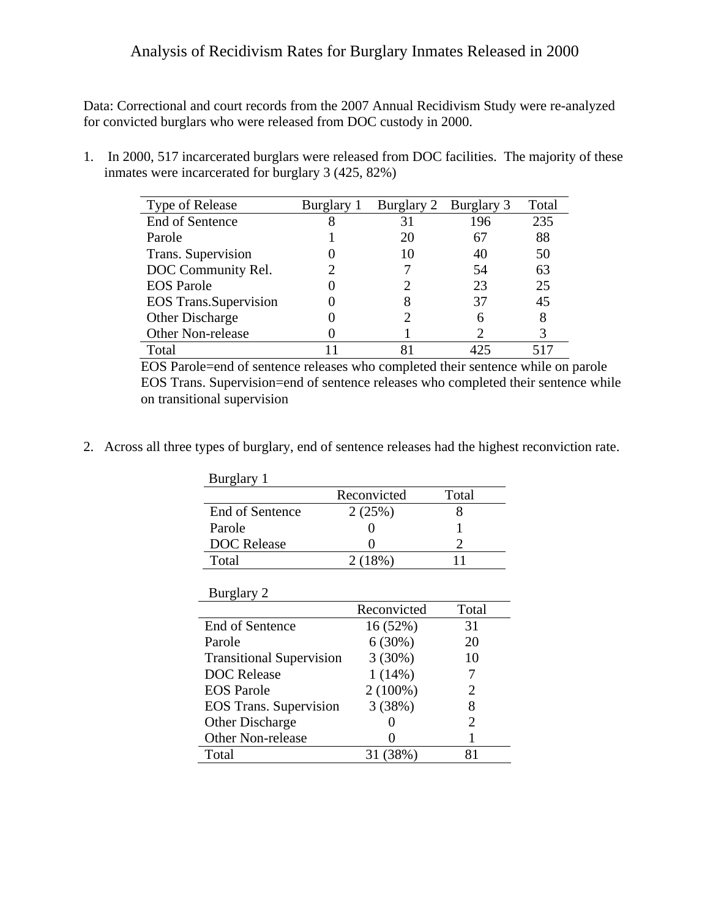# Analysis of Recidivism Rates for Burglary Inmates Released in 2000

Data: Correctional and court records from the 2007 Annual Recidivism Study were re-analyzed for convicted burglars who were released from DOC custody in 2000.

1. In 2000, 517 incarcerated burglars were released from DOC facilities. The majority of these inmates were incarcerated for burglary 3 (425, 82%)

| Type of Release | Burglary 1 | Burglary 2 | Burglary 3 | Total |
|---|---|---|---|---|
| End of Sentence | 8 | 31 | 196 | 235 |
| Parole | 1 | 20 | 67 | 88 |
| Trans. Supervision | 0 | 10 | 40 | 50 |
| DOC Community Rel. | 2 | 7 | 54 | 63 |
| EOS Parole | 0 | 2 | 23 | 25 |
| EOS Trans.Supervision | 0 | 8 | 37 | 45 |
| Other Discharge | 0 | 2 | 6 | 8 |
| Other Non-release | 0 | 1 | 2 | 3 |
| Total | 11 | 81 | 425 | 517 |

EOS Parole=end of sentence releases who completed their sentence while on parole
EOS Trans. Supervision=end of sentence releases who completed their sentence while on transitional supervision

2. Across all three types of burglary, end of sentence releases had the highest reconviction rate.

Burglary 1

| | Reconvicted | Total |
|---|---|---|
| End of Sentence | 2 (25%) | 8 |
| Parole | 0 | 1 |
| DOC Release | 0 | 2 |
| Total | 2 (18%) | 11 |

Burglary 2

| | Reconvicted | Total |
|---|---|---|
| End of Sentence | 16 (52%) | 31 |
| Parole | 6 (30%) | 20 |
| Transitional Supervision | 3 (30%) | 10 |
| DOC Release | 1 (14%) | 7 |
| EOS Parole | 2 (100%) | 2 |
| EOS Trans. Supervision | 3 (38%) | 8 |
| Other Discharge | 0 | 2 |
| Other Non-release | 0 | 1 |
| Total | 31 (38%) | 81 |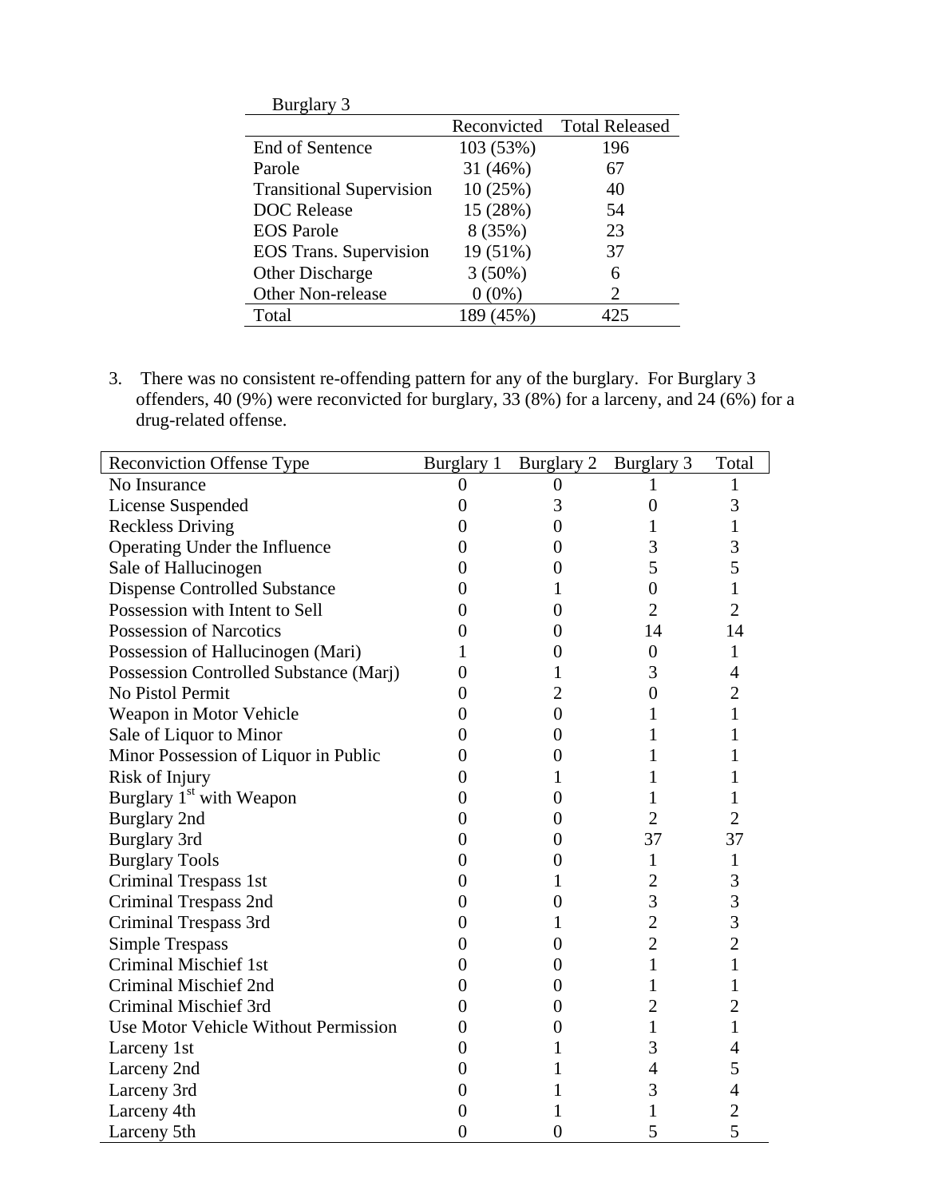Burglary 3

| | Reconvicted | Total Released |
|---|---|---|
| End of Sentence | 103 (53%) | 196 |
| Parole | 31 (46%) | 67 |
| Transitional Supervision | 10 (25%) | 40 |
| DOC Release | 15 (28%) | 54 |
| EOS Parole | 8 (35%) | 23 |
| EOS Trans. Supervision | 19 (51%) | 37 |
| Other Discharge | 3 (50%) | 6 |
| Other Non-release | 0 (0%) | 2 |
| Total | 189 (45%) | 425 |

3. There was no consistent re-offending pattern for any of the burglary. For Burglary 3 offenders, 40 (9%) were reconvicted for burglary, 33 (8%) for a larceny, and 24 (6%) for a drug-related offense.

| Reconviction Offense Type | Burglary 1 | Burglary 2 | Burglary 3 | Total |
|---|---|---|---|---|
| No Insurance | 0 | 0 | 1 | 1 |
| License Suspended | 0 | 3 | 0 | 3 |
| Reckless Driving | 0 | 0 | 1 | 1 |
| Operating Under the Influence | 0 | 0 | 3 | 3 |
| Sale of Hallucinogen | 0 | 0 | 5 | 5 |
| Dispense Controlled Substance | 0 | 1 | 0 | 1 |
| Possession with Intent to Sell | 0 | 0 | 2 | 2 |
| Possession of Narcotics | 0 | 0 | 14 | 14 |
| Possession of Hallucinogen (Mari) | 1 | 0 | 0 | 1 |
| Possession Controlled Substance (Marj) | 0 | 1 | 3 | 4 |
| No Pistol Permit | 0 | 2 | 0 | 2 |
| Weapon in Motor Vehicle | 0 | 0 | 1 | 1 |
| Sale of Liquor to Minor | 0 | 0 | 1 | 1 |
| Minor Possession of Liquor in Public | 0 | 0 | 1 | 1 |
| Risk of Injury | 0 | 1 | 1 | 1 |
| Burglary 1st with Weapon | 0 | 0 | 1 | 1 |
| Burglary 2nd | 0 | 0 | 2 | 2 |
| Burglary 3rd | 0 | 0 | 37 | 37 |
| Burglary Tools | 0 | 0 | 1 | 1 |
| Criminal Trespass 1st | 0 | 1 | 2 | 3 |
| Criminal Trespass 2nd | 0 | 0 | 3 | 3 |
| Criminal Trespass 3rd | 0 | 1 | 2 | 3 |
| Simple Trespass | 0 | 0 | 2 | 2 |
| Criminal Mischief 1st | 0 | 0 | 1 | 1 |
| Criminal Mischief 2nd | 0 | 0 | 1 | 1 |
| Criminal Mischief 3rd | 0 | 0 | 2 | 2 |
| Use Motor Vehicle Without Permission | 0 | 0 | 1 | 1 |
| Larceny 1st | 0 | 1 | 3 | 4 |
| Larceny 2nd | 0 | 1 | 4 | 5 |
| Larceny 3rd | 0 | 1 | 3 | 4 |
| Larceny 4th | 0 | 1 | 1 | 2 |
| Larceny 5th | 0 | 0 | 5 | 5 |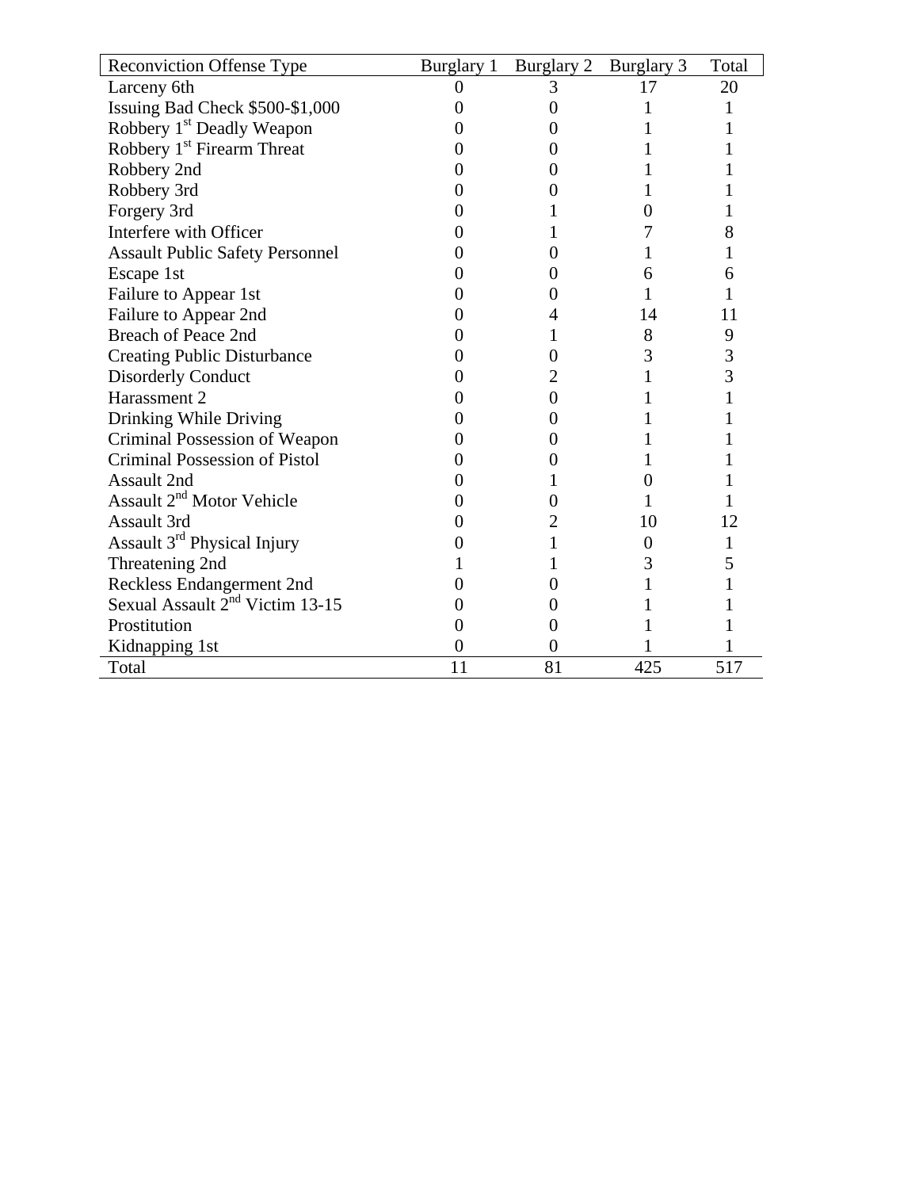| Reconviction Offense Type | Burglary 1 | Burglary 2 | Burglary 3 | Total |
|---|---|---|---|---|
| Larceny 6th | 0 | 3 | 17 | 20 |
| Issuing Bad Check $500-$1,000 | 0 | 0 | 1 | 1 |
| Robbery 1st Deadly Weapon | 0 | 0 | 1 | 1 |
| Robbery 1st Firearm Threat | 0 | 0 | 1 | 1 |
| Robbery 2nd | 0 | 0 | 1 | 1 |
| Robbery 3rd | 0 | 0 | 1 | 1 |
| Forgery 3rd | 0 | 1 | 0 | 1 |
| Interfere with Officer | 0 | 1 | 7 | 8 |
| Assault Public Safety Personnel | 0 | 0 | 1 | 1 |
| Escape 1st | 0 | 0 | 6 | 6 |
| Failure to Appear 1st | 0 | 0 | 1 | 1 |
| Failure to Appear 2nd | 0 | 4 | 14 | 11 |
| Breach of Peace 2nd | 0 | 1 | 8 | 9 |
| Creating Public Disturbance | 0 | 0 | 3 | 3 |
| Disorderly Conduct | 0 | 2 | 1 | 3 |
| Harassment 2 | 0 | 0 | 1 | 1 |
| Drinking While Driving | 0 | 0 | 1 | 1 |
| Criminal Possession of Weapon | 0 | 0 | 1 | 1 |
| Criminal Possession of Pistol | 0 | 0 | 1 | 1 |
| Assault 2nd | 0 | 1 | 0 | 1 |
| Assault 2nd Motor Vehicle | 0 | 0 | 1 | 1 |
| Assault 3rd | 0 | 2 | 10 | 12 |
| Assault 3rd Physical Injury | 0 | 1 | 0 | 1 |
| Threatening 2nd | 1 | 1 | 3 | 5 |
| Reckless Endangerment 2nd | 0 | 0 | 1 | 1 |
| Sexual Assault 2nd Victim 13-15 | 0 | 0 | 1 | 1 |
| Prostitution | 0 | 0 | 1 | 1 |
| Kidnapping 1st | 0 | 0 | 1 | 1 |
| Total | 11 | 81 | 425 | 517 |